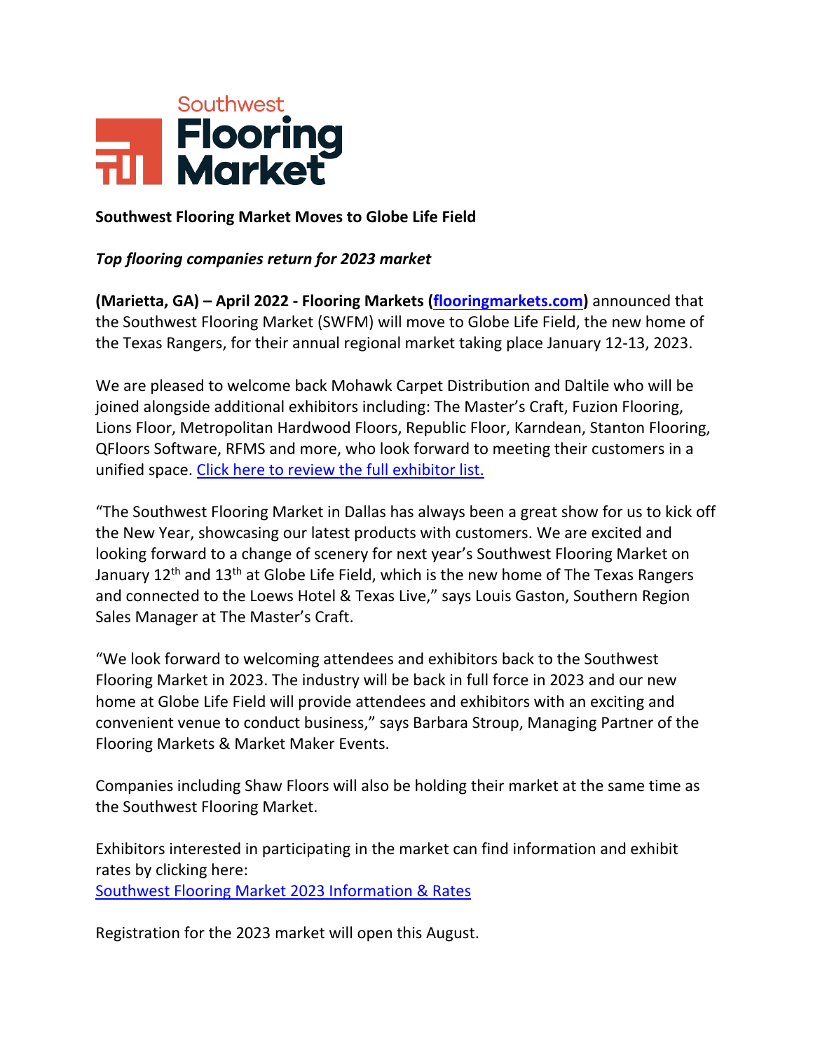Southwest Flooring Market

**Southwest Flooring Market Moves to Globe Life Field**

***Top flooring companies return for 2023 market***

**(Marietta, GA) – April 2022 - Flooring Markets (flooringmarkets.com)** announced that the Southwest Flooring Market (SWFM) will move to Globe Life Field, the new home of the Texas Rangers, for their annual regional market taking place January 12-13, 2023.

We are pleased to welcome back Mohawk Carpet Distribution and Daltile who will be joined alongside additional exhibitors including: The Master's Craft, Fuzion Flooring, Lions Floor, Metropolitan Hardwood Floors, Republic Floor, Karndean, Stanton Flooring, QFloors Software, RFMS and more, who look forward to meeting their customers in a unified space. Click here to review the full exhibitor list.

"The Southwest Flooring Market in Dallas has always been a great show for us to kick off the New Year, showcasing our latest products with customers. We are excited and looking forward to a change of scenery for next year's Southwest Flooring Market on January 12th and 13th at Globe Life Field, which is the new home of The Texas Rangers and connected to the Loews Hotel & Texas Live," says Louis Gaston, Southern Region Sales Manager at The Master's Craft.

"We look forward to welcoming attendees and exhibitors back to the Southwest Flooring Market in 2023. The industry will be back in full force in 2023 and our new home at Globe Life Field will provide attendees and exhibitors with an exciting and convenient venue to conduct business," says Barbara Stroup, Managing Partner of the Flooring Markets & Market Maker Events.

Companies including Shaw Floors will also be holding their market at the same time as the Southwest Flooring Market.

Exhibitors interested in participating in the market can find information and exhibit rates by clicking here:
Southwest Flooring Market 2023 Information & Rates

Registration for the 2023 market will open this August.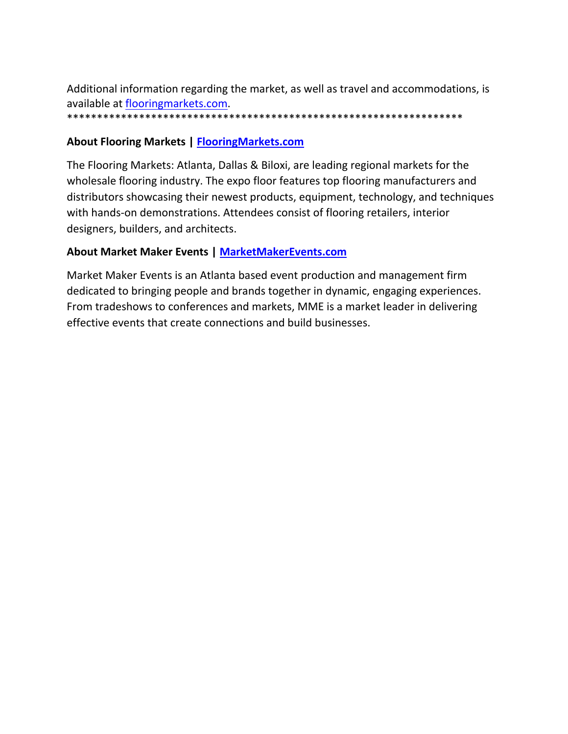Additional information regarding the market, as well as travel and accommodations, is available at [flooringmarkets.com](http://flooringmarkets.com).
*****************************************************************

**About Flooring Markets | [FlooringMarkets.com](http://FlooringMarkets.com)**

The Flooring Markets: Atlanta, Dallas & Biloxi, are leading regional markets for the wholesale flooring industry. The expo floor features top flooring manufacturers and distributors showcasing their newest products, equipment, technology, and techniques with hands-on demonstrations. Attendees consist of flooring retailers, interior designers, builders, and architects.

**About Market Maker Events | [MarketMakerEvents.com](http://MarketMakerEvents.com)**

Market Maker Events is an Atlanta based event production and management firm dedicated to bringing people and brands together in dynamic, engaging experiences. From tradeshows to conferences and markets, MME is a market leader in delivering effective events that create connections and build businesses.